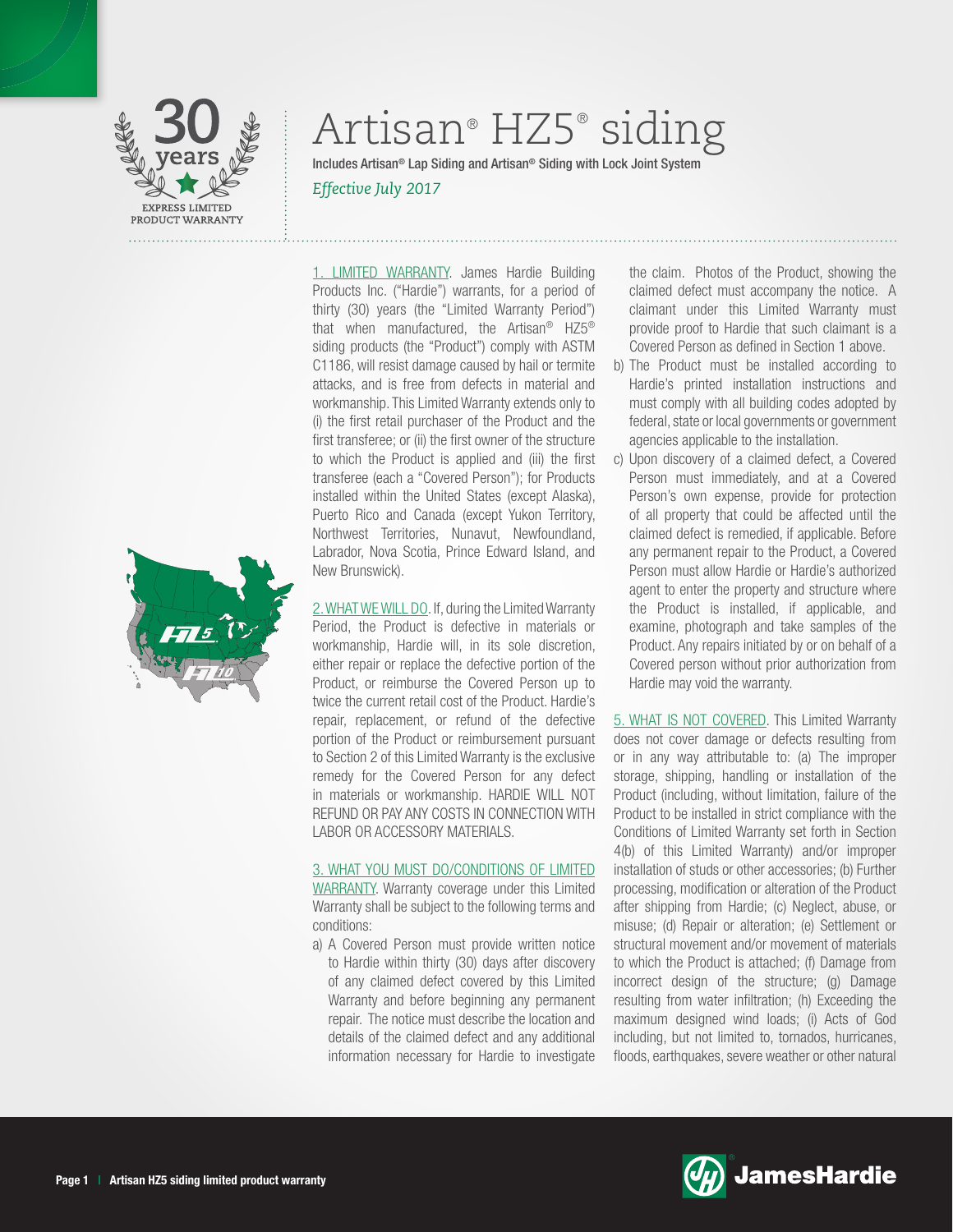30 years

EXPRESS LIMITED PRODUCT WARRANTY

# Artisan® HZ5® siding

Includes Artisan® Lap Siding and Artisan® Siding with Lock Joint System

*Effective July 2017*

1. LIMITED WARRANTY. James Hardie Building Products Inc. ("Hardie") warrants, for a period of thirty (30) years (the "Limited Warranty Period") that when manufactured, the Artisan® HZ5® siding products (the "Product") comply with ASTM C1186, will resist damage caused by hail or termite attacks, and is free from defects in material and workmanship. This Limited Warranty extends only to (i) the first retail purchaser of the Product and the first transferee; or (ii) the first owner of the structure to which the Product is applied and (iii) the first transferee (each a "Covered Person"); for Products installed within the United States (except Alaska), Puerto Rico and Canada (except Yukon Territory, Northwest Territories, Nunavut, Newfoundland, Labrador, Nova Scotia, Prince Edward Island, and New Brunswick).

2. WHAT WE WILL DO. If, during the Limited Warranty Period, the Product is defective in materials or workmanship, Hardie will, in its sole discretion, either repair or replace the defective portion of the Product, or reimburse the Covered Person up to twice the current retail cost of the Product. Hardie's repair, replacement, or refund of the defective portion of the Product or reimbursement pursuant to Section 2 of this Limited Warranty is the exclusive remedy for the Covered Person for any defect in materials or workmanship. HARDIE WILL NOT REFUND OR PAY ANY COSTS IN CONNECTION WITH LABOR OR ACCESSORY MATERIALS.

3. WHAT YOU MUST DO/CONDITIONS OF LIMITED WARRANTY. Warranty coverage under this Limited Warranty shall be subject to the following terms and conditions:

a) A Covered Person must provide written notice to Hardie within thirty (30) days after discovery of any claimed defect covered by this Limited Warranty and before beginning any permanent repair. The notice must describe the location and details of the claimed defect and any additional information necessary for Hardie to investigate the claim. Photos of the Product, showing the claimed defect must accompany the notice. A claimant under this Limited Warranty must provide proof to Hardie that such claimant is a Covered Person as defined in Section 1 above.

b) The Product must be installed according to Hardie's printed installation instructions and must comply with all building codes adopted by federal, state or local governments or government agencies applicable to the installation.

c) Upon discovery of a claimed defect, a Covered Person must immediately, and at a Covered Person's own expense, provide for protection of all property that could be affected until the claimed defect is remedied, if applicable. Before any permanent repair to the Product, a Covered Person must allow Hardie or Hardie's authorized agent to enter the property and structure where the Product is installed, if applicable, and examine, photograph and take samples of the Product. Any repairs initiated by or on behalf of a Covered person without prior authorization from Hardie may void the warranty.

5. WHAT IS NOT COVERED. This Limited Warranty does not cover damage or defects resulting from or in any way attributable to: (a) The improper storage, shipping, handling or installation of the Product (including, without limitation, failure of the Product to be installed in strict compliance with the Conditions of Limited Warranty set forth in Section 4(b) of this Limited Warranty) and/or improper installation of studs or other accessories; (b) Further processing, modification or alteration of the Product after shipping from Hardie; (c) Neglect, abuse, or misuse; (d) Repair or alteration; (e) Settlement or structural movement and/or movement of materials to which the Product is attached; (f) Damage from incorrect design of the structure; (g) Damage resulting from water infiltration; (h) Exceeding the maximum designed wind loads; (i) Acts of God including, but not limited to, tornados, hurricanes, floods, earthquakes, severe weather or other natural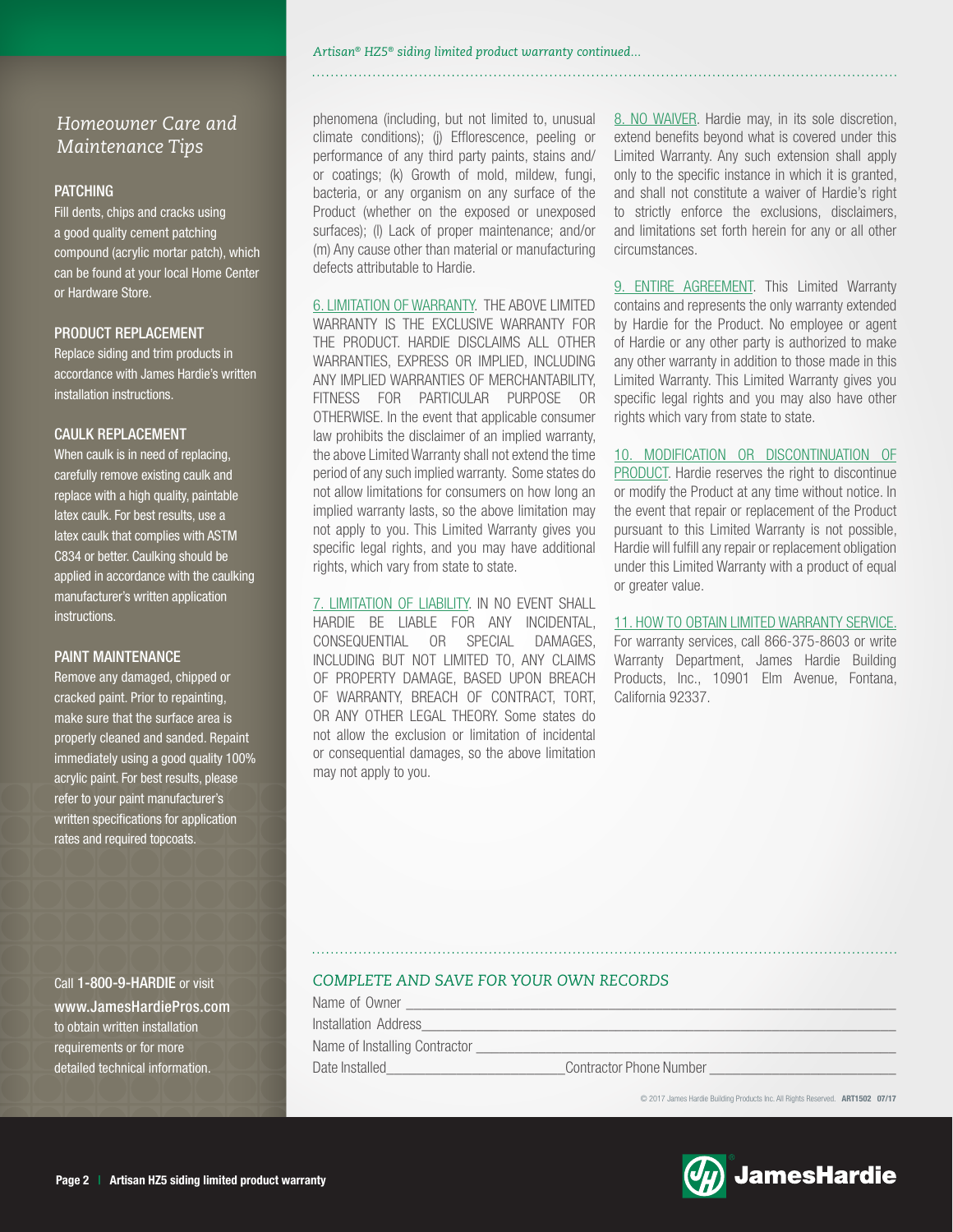*Artisan® HZ5® siding limited product warranty continued...*

phenomena (including, but not limited to, unusual climate conditions); (j) Efflorescence, peeling or performance of any third party paints, stains and/or coatings; (k) Growth of mold, mildew, fungi, bacteria, or any organism on any surface of the Product (whether on the exposed or unexposed surfaces); (l) Lack of proper maintenance; and/or (m) Any cause other than material or manufacturing defects attributable to Hardie.

6. LIMITATION OF WARRANTY. THE ABOVE LIMITED WARRANTY IS THE EXCLUSIVE WARRANTY FOR THE PRODUCT. HARDIE DISCLAIMS ALL OTHER WARRANTIES, EXPRESS OR IMPLIED, INCLUDING ANY IMPLIED WARRANTIES OF MERCHANTABILITY, FITNESS FOR PARTICULAR PURPOSE OR OTHERWISE. In the event that applicable consumer law prohibits the disclaimer of an implied warranty, the above Limited Warranty shall not extend the time period of any such implied warranty. Some states do not allow limitations for consumers on how long an implied warranty lasts, so the above limitation may not apply to you. This Limited Warranty gives you specific legal rights, and you may have additional rights, which vary from state to state.

7. LIMITATION OF LIABILITY. IN NO EVENT SHALL HARDIE BE LIABLE FOR ANY INCIDENTAL, CONSEQUENTIAL OR SPECIAL DAMAGES, INCLUDING BUT NOT LIMITED TO, ANY CLAIMS OF PROPERTY DAMAGE, BASED UPON BREACH OF WARRANTY, BREACH OF CONTRACT, TORT, OR ANY OTHER LEGAL THEORY. Some states do not allow the exclusion or limitation of incidental or consequential damages, so the above limitation may not apply to you.

8. NO WAIVER. Hardie may, in its sole discretion, extend benefits beyond what is covered under this Limited Warranty. Any such extension shall apply only to the specific instance in which it is granted, and shall not constitute a waiver of Hardie's right to strictly enforce the exclusions, disclaimers, and limitations set forth herein for any or all other circumstances.

9. ENTIRE AGREEMENT. This Limited Warranty contains and represents the only warranty extended by Hardie for the Product. No employee or agent of Hardie or any other party is authorized to make any other warranty in addition to those made in this Limited Warranty. This Limited Warranty gives you specific legal rights and you may also have other rights which vary from state to state.

10. MODIFICATION OR DISCONTINUATION OF PRODUCT. Hardie reserves the right to discontinue or modify the Product at any time without notice. In the event that repair or replacement of the Product pursuant to this Limited Warranty is not possible, Hardie will fulfill any repair or replacement obligation under this Limited Warranty with a product of equal or greater value.

11. HOW TO OBTAIN LIMITED WARRANTY SERVICE. For warranty services, call 866-375-8603 or write Warranty Department, James Hardie Building Products, Inc., 10901 Elm Avenue, Fontana, California 92337.

## Homeowner Care and Maintenance Tips

### PATCHING

Fill dents, chips and cracks using a good quality cement patching compound (acrylic mortar patch), which can be found at your local Home Center or Hardware Store.

### PRODUCT REPLACEMENT

Replace siding and trim products in accordance with James Hardie's written installation instructions.

### CAULK REPLACEMENT

When caulk is in need of replacing, carefully remove existing caulk and replace with a high quality, paintable latex caulk. For best results, use a latex caulk that complies with ASTM C834 or better. Caulking should be applied in accordance with the caulking manufacturer's written application instructions.

### PAINT MAINTENANCE

Remove any damaged, chipped or cracked paint. Prior to repainting, make sure that the surface area is properly cleaned and sanded. Repaint immediately using a good quality 100% acrylic paint. For best results, please refer to your paint manufacturer's written specifications for application rates and required topcoats.

Call **1-800-9-HARDIE** or visit **www.JamesHardiePros.com** to obtain written installation requirements or for more detailed technical information.

*COMPLETE AND SAVE FOR YOUR OWN RECORDS*

Name of Owner ______________________________

Installation Address______________________________

Name of Installing Contractor ______________________________

Date Installed______________ Contractor Phone Number ______________

© 2017 James Hardie Building Products Inc. All Rights Reserved. **ART1502 07/17**

JamesHardie